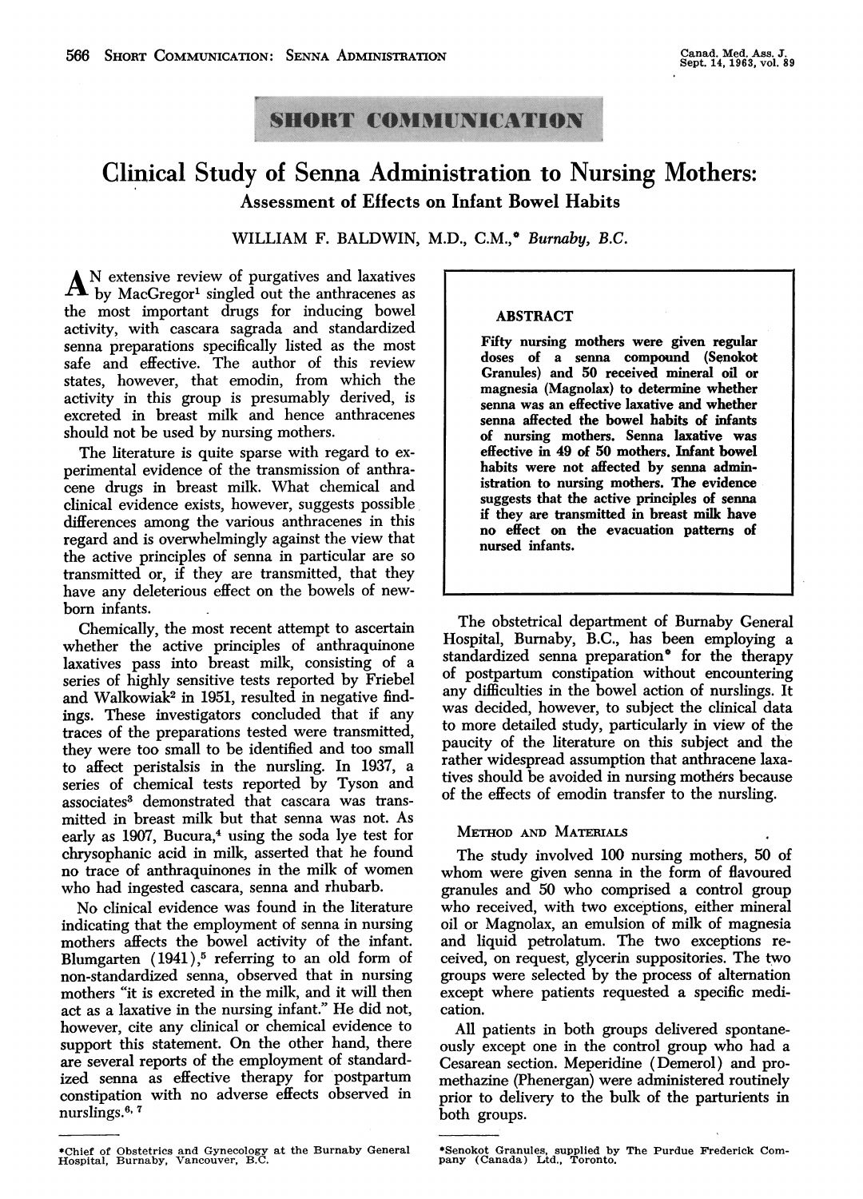SHORT COMMUNICATION

# Clinical Study of Senna Administration to Nursing Mothers:

## Assessment of Effects on Infant Bowel Habits

WILLIAM F. BALDWIN, M.D., C.M.,* *Burnaby, B.C.*

**ABSTRACT**

**Fifty nursing mothers were given regular doses of a senna compound (Senokot Granules) and 50 received mineral oil or magnesia (Magnolax) to determine whether senna was an effective laxative and whether senna affected the bowel habits of infants of nursing mothers. Senna laxative was effective in 49 of 50 mothers. Infant bowel habits were not affected by senna administration to nursing mothers. The evidence suggests that the active principles of senna if they are transmitted in breast milk have no effect on the evacuation patterns of nursed infants.**

An extensive review of purgatives and laxatives by MacGregor[1] singled out the anthracenes as the most important drugs for inducing bowel activity, with cascara sagrada and standardized senna preparations specifically listed as the most safe and effective. The author of this review states, however, that emodin, from which the activity in this group is presumably derived, is excreted in breast milk and hence anthracenes should not be used by nursing mothers.

The literature is quite sparse with regard to experimental evidence of the transmission of anthracene drugs in breast milk. What chemical and clinical evidence exists, however, suggests possible differences among the various anthracenes in this regard and is overwhelmingly against the view that the active principles of senna in particular are so transmitted or, if they are transmitted, that they have any deleterious effect on the bowels of newborn infants.

Chemically, the most recent attempt to ascertain whether the active principles of anthraquinone laxatives pass into breast milk, consisting of a series of highly sensitive tests reported by Friebel and Walkowiak[2] in 1951, resulted in negative findings. These investigators concluded that if any traces of the preparations tested were transmitted, they were too small to be identified and too small to affect peristalsis in the nursling. In 1937, a series of chemical tests reported by Tyson and associates[3] demonstrated that cascara was transmitted in breast milk but that senna was not. As early as 1907, Bucura,[4] using the soda lye test for chrysophanic acid in milk, asserted that he found no trace of anthraquinones in the milk of women who had ingested cascara, senna and rhubarb.

No clinical evidence was found in the literature indicating that the employment of senna in nursing mothers affects the bowel activity of the infant. Blumgarten (1941),[5] referring to an old form of non-standardized senna, observed that in nursing mothers "it is excreted in the milk, and it will then act as a laxative in the nursing infant." He did not, however, cite any clinical or chemical evidence to support this statement. On the other hand, there are several reports of the employment of standardized senna as effective therapy for postpartum constipation with no adverse effects observed in nurslings.[6, 7]

The obstetrical department of Burnaby General Hospital, Burnaby, B.C., has been employing a standardized senna preparation* for the therapy of postpartum constipation without encountering any difficulties in the bowel action of nurslings. It was decided, however, to subject the clinical data to more detailed study, particularly in view of the paucity of the literature on this subject and the rather widespread assumption that anthracene laxatives should be avoided in nursing mothers because of the effects of emodin transfer to the nursling.

### METHOD AND MATERIALS

The study involved 100 nursing mothers, 50 of whom were given senna in the form of flavoured granules and 50 who comprised a control group who received, with two exceptions, either mineral oil or Magnolax, an emulsion of milk of magnesia and liquid petrolatum. The two exceptions received, on request, glycerin suppositories. The two groups were selected by the process of alternation except where patients requested a specific medication.

All patients in both groups delivered spontaneously except one in the control group who had a Cesarean section. Meperidine (Demerol) and promethazine (Phenergan) were administered routinely prior to delivery to the bulk of the parturients in both groups.

*Chief of Obstetrics and Gynecology at the Burnaby General Hospital, Burnaby, Vancouver, B.C.

*Senokot Granules, supplied by The Purdue Frederick Company (Canada) Ltd., Toronto.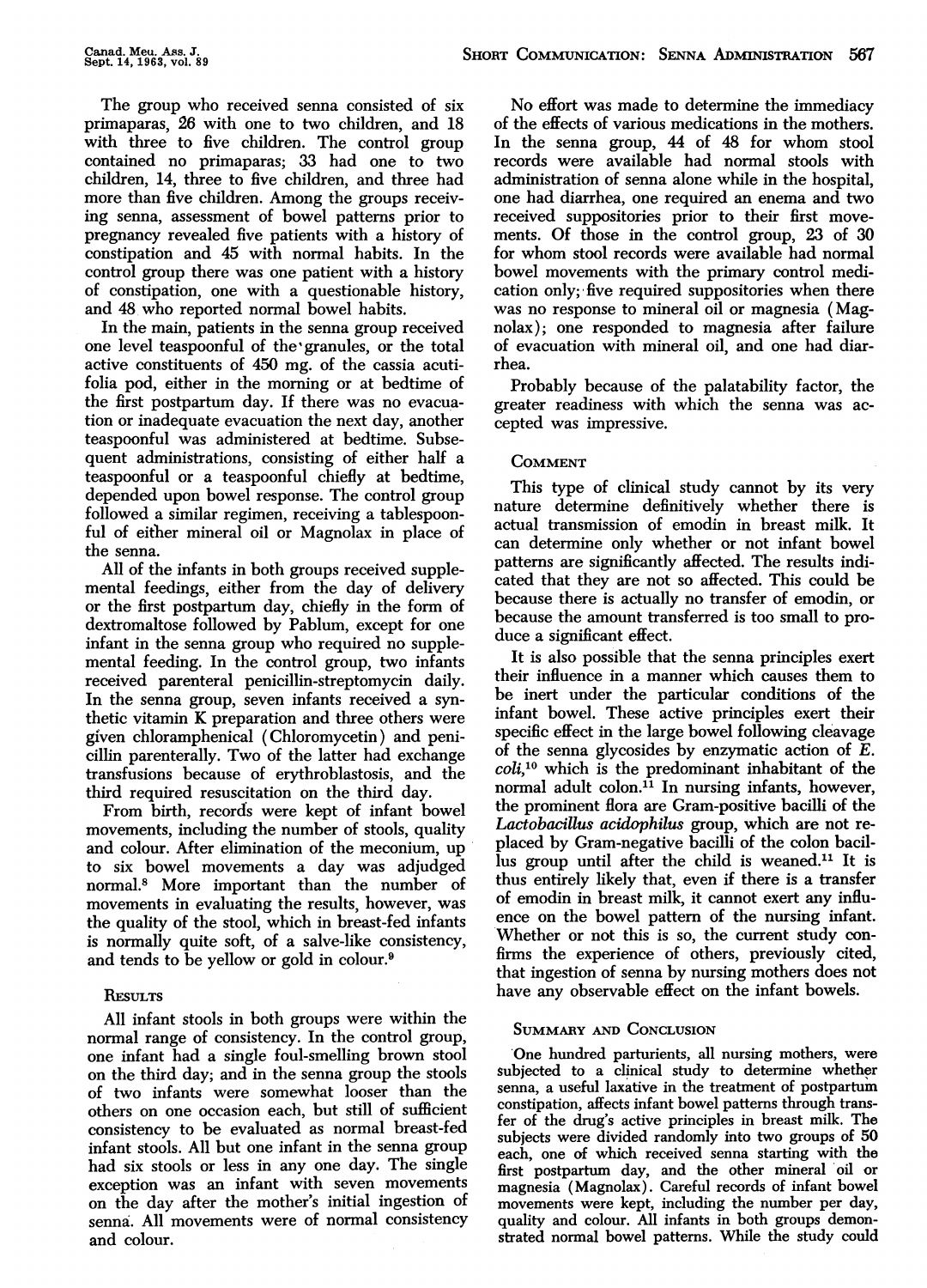The group who received senna consisted of six primaparas, 26 with one to two children, and 18 with three to five children. The control group contained no primaparas; 33 had one to two children, 14, three to five children, and three had more than five children. Among the groups receiving senna, assessment of bowel patterns prior to pregnancy revealed five patients with a history of constipation and 45 with normal habits. In the control group there was one patient with a history of constipation, one with a questionable history, and 48 who reported normal bowel habits.

In the main, patients in the senna group received one level teaspoonful of the granules, or the total active constituents of 450 mg. of the cassia acutifolia pod, either in the morning or at bedtime of the first postpartum day. If there was no evacuation or inadequate evacuation the next day, another teaspoonful was administered at bedtime. Subsequent administrations, consisting of either half a teaspoonful or a teaspoonful chiefly at bedtime, depended upon bowel response. The control group followed a similar regimen, receiving a tablespoonful of either mineral oil or Magnolax in place of the senna.

All of the infants in both groups received supplemental feedings, either from the day of delivery or the first postpartum day, chiefly in the form of dextromaltose followed by Pablum, except for one infant in the senna group who required no supplemental feeding. In the control group, two infants received parenteral penicillin-streptomycin daily. In the senna group, seven infants received a synthetic vitamin K preparation and three others were given chloramphenical (Chloromycetin) and penicillin parenterally. Two of the latter had exchange transfusions because of erythroblastosis, and the third required resuscitation on the third day.

From birth, records were kept of infant bowel movements, including the number of stools, quality and colour. After elimination of the meconium, up to six bowel movements a day was adjudged normal.[8] More important than the number of movements in evaluating the results, however, was the quality of the stool, which in breast-fed infants is normally quite soft, of a salve-like consistency, and tends to be yellow or gold in colour.[9]

## Results

All infant stools in both groups were within the normal range of consistency. In the control group, one infant had a single foul-smelling brown stool on the third day; and in the senna group the stools of two infants were somewhat looser than the others on one occasion each, but still of sufficient consistency to be evaluated as normal breast-fed infant stools. All but one infant in the senna group had six stools or less in any one day. The single exception was an infant with seven movements on the day after the mother's initial ingestion of senna. All movements were of normal consistency and colour.

No effort was made to determine the immediacy of the effects of various medications in the mothers. In the senna group, 44 of 48 for whom stool records were available had normal stools with administration of senna alone while in the hospital, one had diarrhea, one required an enema and two received suppositories prior to their first movements. Of those in the control group, 23 of 30 for whom stool records were available had normal bowel movements with the primary control medication only; five required suppositories when there was no response to mineral oil or magnesia (Magnolax); one responded to magnesia after failure of evacuation with mineral oil, and one had diarrhea.

Probably because of the palatability factor, the greater readiness with which the senna was accepted was impressive.

## Comment

This type of clinical study cannot by its very nature determine definitively whether there is actual transmission of emodin in breast milk. It can determine only whether or not infant bowel patterns are significantly affected. The results indicated that they are not so affected. This could be because there is actually no transfer of emodin, or because the amount transferred is too small to produce a significant effect.

It is also possible that the senna principles exert their influence in a manner which causes them to be inert under the particular conditions of the infant bowel. These active principles exert their specific effect in the large bowel following cleavage of the senna glycosides by enzymatic action of *E. coli*,[10] which is the predominant inhabitant of the normal adult colon.[11] In nursing infants, however, the prominent flora are Gram-positive bacilli of the *Lactobacillus acidophilus* group, which are not replaced by Gram-negative bacilli of the colon bacillus group until after the child is weaned.[11] It is thus entirely likely that, even if there is a transfer of emodin in breast milk, it cannot exert any influence on the bowel pattern of the nursing infant. Whether or not this is so, the current study confirms the experience of others, previously cited, that ingestion of senna by nursing mothers does not have any observable effect on the infant bowels.

## Summary and Conclusion

One hundred parturients, all nursing mothers, were subjected to a clinical study to determine whether senna, a useful laxative in the treatment of postpartum constipation, affects infant bowel patterns through transfer of the drug's active principles in breast milk. The subjects were divided randomly into two groups of 50 each, one of which received senna starting with the first postpartum day, and the other mineral oil or magnesia (Magnolax). Careful records of infant bowel movements were kept, including the number per day, quality and colour. All infants in both groups demonstrated normal bowel patterns. While the study could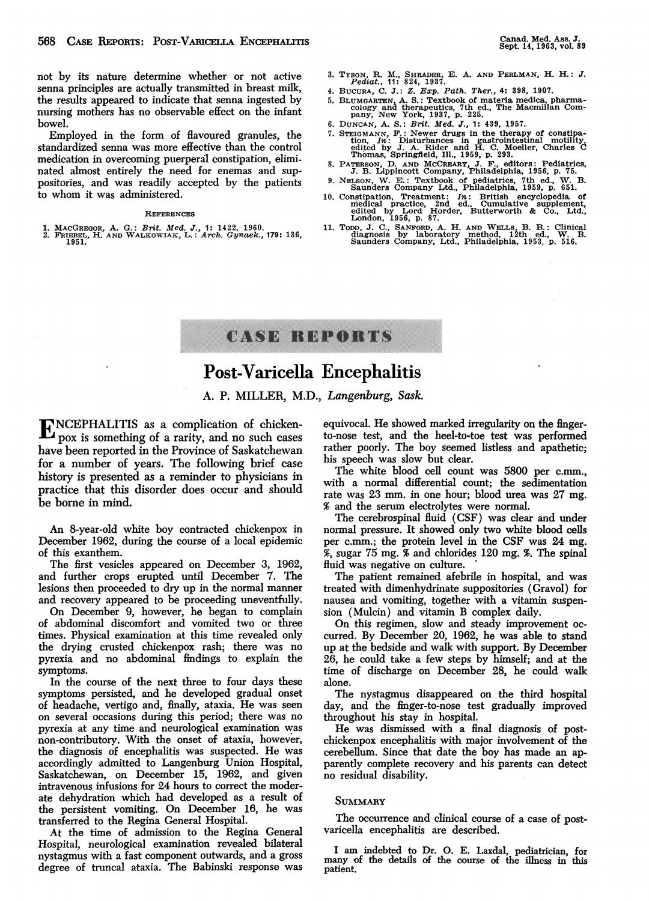not by its nature determine whether or not active senna principles are actually transmitted in breast milk, the results appeared to indicate that senna ingested by nursing mothers has no observable effect on the infant bowel.

Employed in the form of flavoured granules, the standardized senna was more effective than the control medication in overcoming puerperal constipation, eliminated almost entirely the need for enemas and suppositories, and was readily accepted by the patients to whom it was administered.

### References

1. MacGregor, A. G.: *Brit. Med. J.*, 1: 1422, 1960.
2. Friebel, H. and Walkowiak, L.: *Arch. Gynaek.*, 179: 136, 1951.
3. Tyson, R. M., Shrader, E. A. and Perlman, H. H.: *J. Pediat.*, 11: 824, 1937.
4. Bucura, C. J.: *Z. Exp. Path. Ther.*, 4: 398, 1907.
5. Blumgarten, A. S.: Textbook of materia medica, pharmacology and therapeutics, 7th ed., The Macmillan Company, New York, 1937, p. 225.
6. Duncan, A. S.: *Brit. Med. J.*, 1: 439, 1957.
7. Steigmann, F.: Newer drugs in the therapy of constipation, *In*: Disturbances in gastrointestinal motility, edited by J. A. Rider and H. C. Moeller, Charles C Thomas, Springfield, Ill., 1959, p. 293.
8. Paterson, D. and McCreary, J. F., editors: Pediatrics, J. B. Lippincott Company, Philadelphia, 1956, p. 75.
9. Nelson, W. E.: Textbook of pediatrics, 7th ed., W. B. Saunders Company Ltd., Philadelphia, 1959, p. 651.
10. Constipation, Treatment: *In*: British encyclopedia of medical practice, 2nd ed., Cumulative supplement, edited by Lord Horder, Butterworth & Co., Ltd., London, 1956, p. 87.
11. Todd, J. C., Sanford, A. H. and Wells, B. B.: Clinical diagnosis by laboratory method, 12th ed., W. B. Saunders Company, Ltd., Philadelphia, 1953, p. 516.

# CASE REPORTS

## Post-Varicella Encephalitis

A. P. MILLER, M.D., *Langenburg, Sask.*

ENCEPHALITIS as a complication of chickenpox is something of a rarity, and no such cases have been reported in the Province of Saskatchewan for a number of years. The following brief case history is presented as a reminder to physicians in practice that this disorder does occur and should be borne in mind.

An 8-year-old white boy contracted chickenpox in December 1962, during the course of a local epidemic of this exanthem.

The first vesicles appeared on December 3, 1962, and further crops erupted until December 7. The lesions then proceeded to dry up in the normal manner and recovery appeared to be proceeding uneventfully.

On December 9, however, he began to complain of abdominal discomfort and vomited two or three times. Physical examination at this time revealed only the drying crusted chickenpox rash; there was no pyrexia and no abdominal findings to explain the symptoms.

In the course of the next three to four days these symptoms persisted, and he developed gradual onset of headache, vertigo and, finally, ataxia. He was seen on several occasions during this period; there was no pyrexia at any time and neurological examination was non-contributory. With the onset of ataxia, however, the diagnosis of encephalitis was suspected. He was accordingly admitted to Langenburg Union Hospital, Saskatchewan, on December 15, 1962, and given intravenous infusions for 24 hours to correct the moderate dehydration which had developed as a result of the persistent vomiting. On December 16, he was transferred to the Regina General Hospital.

At the time of admission to the Regina General Hospital, neurological examination revealed bilateral nystagmus with a fast component outwards, and a gross degree of truncal ataxia. The Babinski response was equivocal. He showed marked irregularity on the finger-to-nose test, and the heel-to-toe test was performed rather poorly. The boy seemed listless and apathetic; his speech was slow but clear.

The white blood cell count was 5800 per c.mm., with a normal differential count; the sedimentation rate was 23 mm. in one hour; blood urea was 27 mg. % and the serum electrolytes were normal.

The cerebrospinal fluid (CSF) was clear and under normal pressure. It showed only two white blood cells per c.mm.; the protein level in the CSF was 24 mg. %, sugar 75 mg. % and chlorides 120 mg. %. The spinal fluid was negative on culture.

The patient remained afebrile in hospital, and was treated with dimenhydrinate suppositories (Gravol) for nausea and vomiting, together with a vitamin suspension (Mulcin) and vitamin B complex daily.

On this regimen, slow and steady improvement occurred. By December 20, 1962, he was able to stand up at the bedside and walk with support. By December 26, he could take a few steps by himself; and at the time of discharge on December 28, he could walk alone.

The nystagmus disappeared on the third hospital day, and the finger-to-nose test gradually improved throughout his stay in hospital.

He was dismissed with a final diagnosis of post-chickenpox encephalitis with major involvement of the cerebellum. Since that date the boy has made an apparently complete recovery and his parents can detect no residual disability.

### Summary

The occurrence and clinical course of a case of post-varicella encephalitis are described.

I am indebted to Dr. O. E. Laxdal, pediatrician, for many of the details of the course of the illness in this patient.